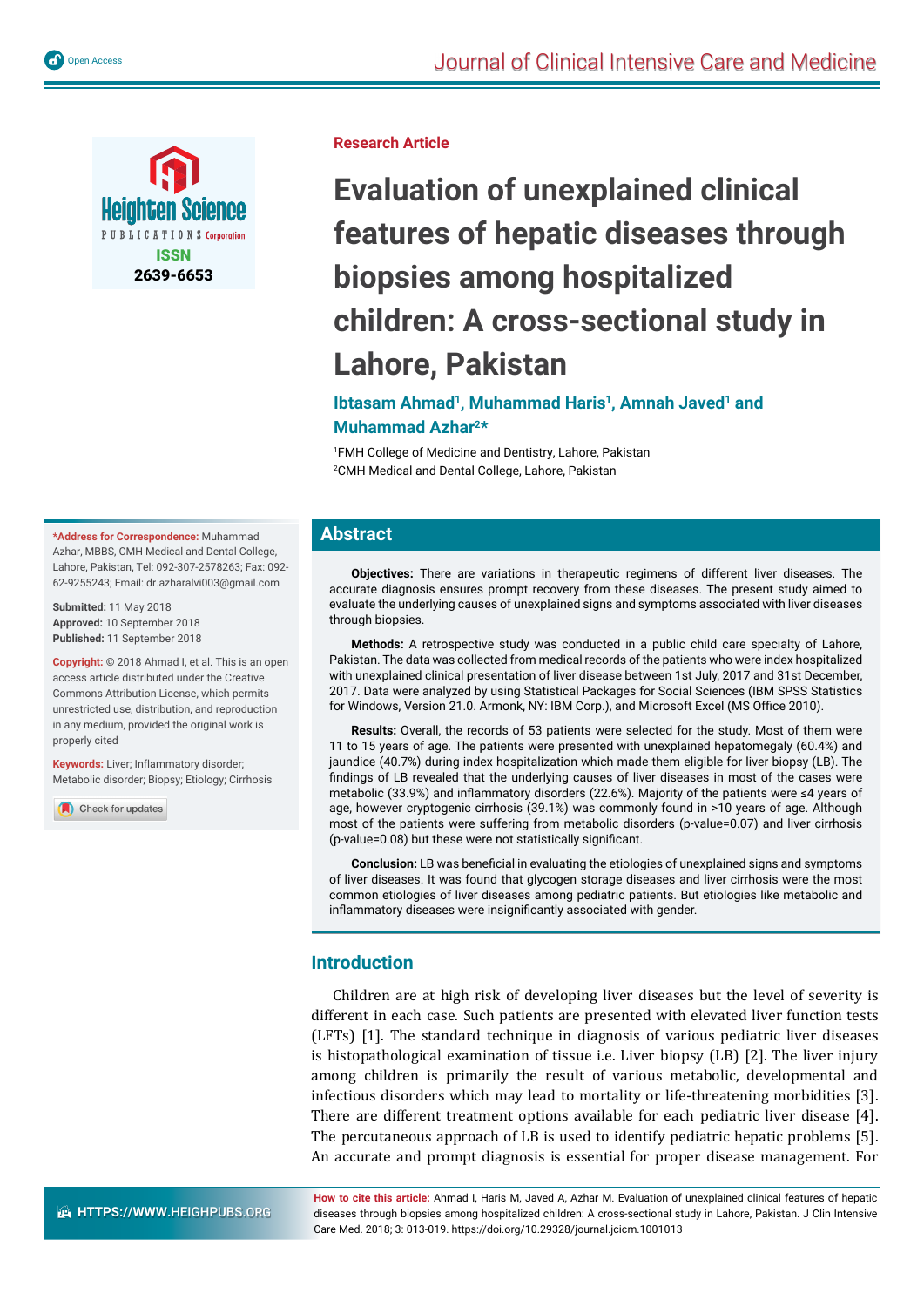Research Article

# Evaluation of unexplained clinical features of hepatic diseases through biopsies among hospitalized children: A cross-sectional study in Lahore, Pakistan

**Ibtasam Ahmad[1], Muhammad Haris[1], Amnah Javed[1] and Muhammad Azhar[2]***

[1]FMH College of Medicine and Dentistry, Lahore, Pakistan
[2]CMH Medical and Dental College, Lahore, Pakistan

**\*Address for Correspondence:** Muhammad Azhar, MBBS, CMH Medical and Dental College, Lahore, Pakistan, Tel: 092-307-2578263; Fax: 092-62-9255243; Email: dr.azharalvi003@gmail.com

**Submitted:** 11 May 2018
**Approved:** 10 September 2018
**Published:** 11 September 2018

**Copyright:** © 2018 Ahmad I, et al. This is an open access article distributed under the Creative Commons Attribution License, which permits unrestricted use, distribution, and reproduction in any medium, provided the original work is properly cited

**Keywords:** Liver; Inflammatory disorder; Metabolic disorder; Biopsy; Etiology; Cirrhosis

## Abstract

**Objectives:** There are variations in therapeutic regimens of different liver diseases. The accurate diagnosis ensures prompt recovery from these diseases. The present study aimed to evaluate the underlying causes of unexplained signs and symptoms associated with liver diseases through biopsies.

**Methods:** A retrospective study was conducted in a public child care specialty of Lahore, Pakistan. The data was collected from medical records of the patients who were index hospitalized with unexplained clinical presentation of liver disease between 1st July, 2017 and 31st December, 2017. Data were analyzed by using Statistical Packages for Social Sciences (IBM SPSS Statistics for Windows, Version 21.0. Armonk, NY: IBM Corp.), and Microsoft Excel (MS Office 2010).

**Results:** Overall, the records of 53 patients were selected for the study. Most of them were 11 to 15 years of age. The patients were presented with unexplained hepatomegaly (60.4%) and jaundice (40.7%) during index hospitalization which made them eligible for liver biopsy (LB). The findings of LB revealed that the underlying causes of liver diseases in most of the cases were metabolic (33.9%) and inflammatory disorders (22.6%). Majority of the patients were ≤4 years of age, however cryptogenic cirrhosis (39.1%) was commonly found in >10 years of age. Although most of the patients were suffering from metabolic disorders (p-value=0.07) and liver cirrhosis (p-value=0.08) but these were not statistically significant.

**Conclusion:** LB was beneficial in evaluating the etiologies of unexplained signs and symptoms of liver diseases. It was found that glycogen storage diseases and liver cirrhosis were the most common etiologies of liver diseases among pediatric patients. But etiologies like metabolic and inflammatory diseases were insignificantly associated with gender.

## Introduction

Children are at high risk of developing liver diseases but the level of severity is different in each case. Such patients are presented with elevated liver function tests (LFTs) [1]. The standard technique in diagnosis of various pediatric liver diseases is histopathological examination of tissue i.e. Liver biopsy (LB) [2]. The liver injury among children is primarily the result of various metabolic, developmental and infectious disorders which may lead to mortality or life-threatening morbidities [3]. There are different treatment options available for each pediatric liver disease [4]. The percutaneous approach of LB is used to identify pediatric hepatic problems [5]. An accurate and prompt diagnosis is essential for proper disease management. For

**How to cite this article:** Ahmad I, Haris M, Javed A, Azhar M. Evaluation of unexplained clinical features of hepatic diseases through biopsies among hospitalized children: A cross-sectional study in Lahore, Pakistan. J Clin Intensive Care Med. 2018; 3: 013-019. https://doi.org/10.29328/journal.jcicm.1001013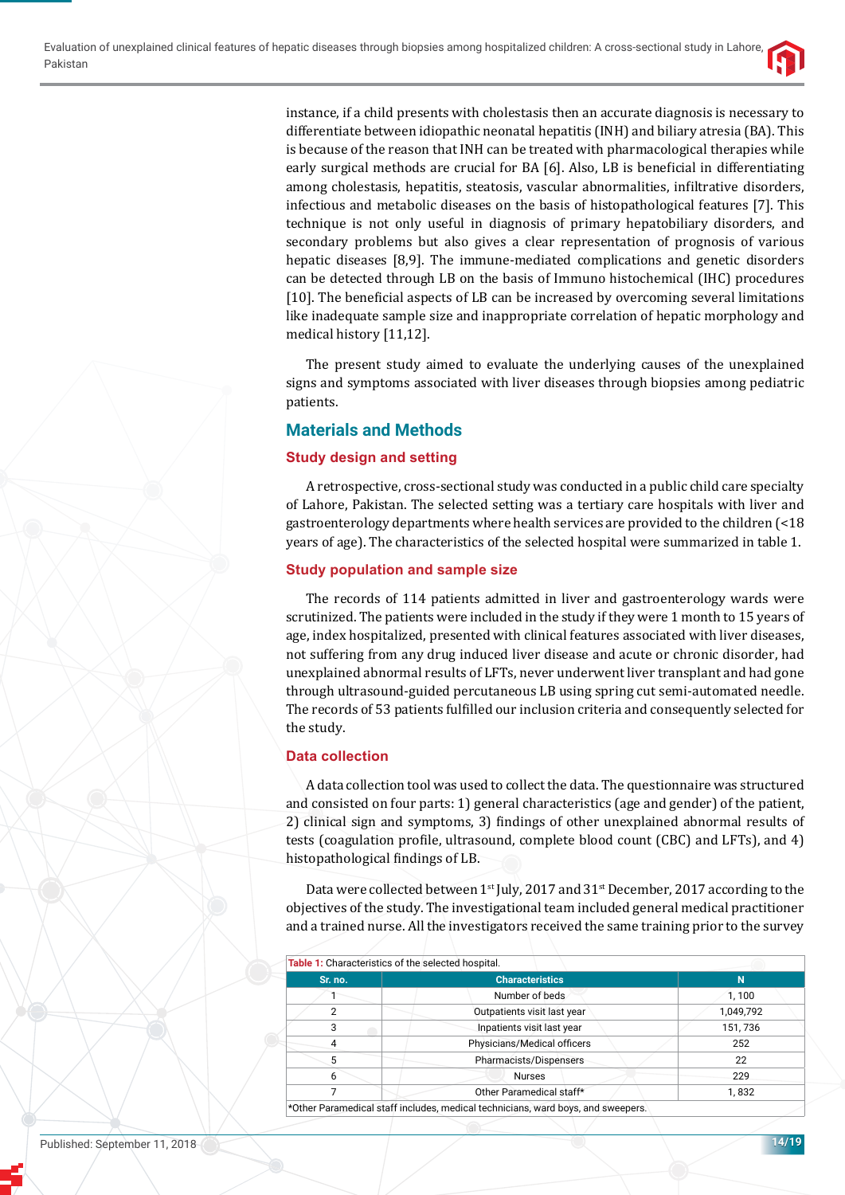instance, if a child presents with cholestasis then an accurate diagnosis is necessary to differentiate between idiopathic neonatal hepatitis (INH) and biliary atresia (BA). This is because of the reason that INH can be treated with pharmacological therapies while early surgical methods are crucial for BA [6]. Also, LB is beneficial in differentiating among cholestasis, hepatitis, steatosis, vascular abnormalities, infiltrative disorders, infectious and metabolic diseases on the basis of histopathological features [7]. This technique is not only useful in diagnosis of primary hepatobiliary disorders, and secondary problems but also gives a clear representation of prognosis of various hepatic diseases [8,9]. The immune-mediated complications and genetic disorders can be detected through LB on the basis of Immuno histochemical (IHC) procedures [10]. The beneficial aspects of LB can be increased by overcoming several limitations like inadequate sample size and inappropriate correlation of hepatic morphology and medical history [11,12].

The present study aimed to evaluate the underlying causes of the unexplained signs and symptoms associated with liver diseases through biopsies among pediatric patients.

## Materials and Methods

### Study design and setting

A retrospective, cross-sectional study was conducted in a public child care specialty of Lahore, Pakistan. The selected setting was a tertiary care hospitals with liver and gastroenterology departments where health services are provided to the children (<18 years of age). The characteristics of the selected hospital were summarized in table 1.

### Study population and sample size

The records of 114 patients admitted in liver and gastroenterology wards were scrutinized. The patients were included in the study if they were 1 month to 15 years of age, index hospitalized, presented with clinical features associated with liver diseases, not suffering from any drug induced liver disease and acute or chronic disorder, had unexplained abnormal results of LFTs, never underwent liver transplant and had gone through ultrasound-guided percutaneous LB using spring cut semi-automated needle. The records of 53 patients fulfilled our inclusion criteria and consequently selected for the study.

### Data collection

A data collection tool was used to collect the data. The questionnaire was structured and consisted on four parts: 1) general characteristics (age and gender) of the patient, 2) clinical sign and symptoms, 3) findings of other unexplained abnormal results of tests (coagulation profile, ultrasound, complete blood count (CBC) and LFTs), and 4) histopathological findings of LB.

Data were collected between 1st July, 2017 and 31st December, 2017 according to the objectives of the study. The investigational team included general medical practitioner and a trained nurse. All the investigators received the same training prior to the survey

**Table 1:** Characteristics of the selected hospital.

| Sr. no. | Characteristics | N |
|---|---|---|
| 1 | Number of beds | 1, 100 |
| 2 | Outpatients visit last year | 1,049,792 |
| 3 | Inpatients visit last year | 151, 736 |
| 4 | Physicians/Medical officers | 252 |
| 5 | Pharmacists/Dispensers | 22 |
| 6 | Nurses | 229 |
| 7 | Other Paramedical staff* | 1, 832 |

*Other Paramedical staff includes, medical technicians, ward boys, and sweepers.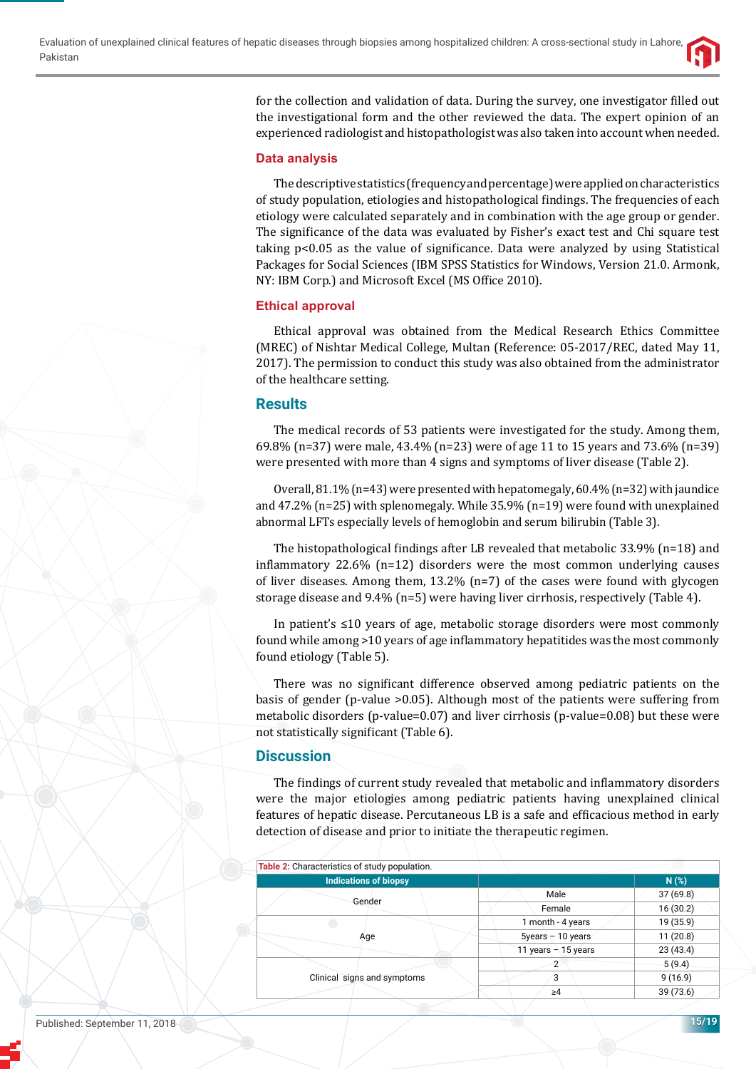for the collection and validation of data. During the survey, one investigator filled out the investigational form and the other reviewed the data. The expert opinion of an experienced radiologist and histopathologist was also taken into account when needed.

### Data analysis

The descriptive statistics (frequency and percentage) were applied on characteristics of study population, etiologies and histopathological findings. The frequencies of each etiology were calculated separately and in combination with the age group or gender. The significance of the data was evaluated by Fisher's exact test and Chi square test taking $p<0.05$ as the value of significance. Data were analyzed by using Statistical Packages for Social Sciences (IBM SPSS Statistics for Windows, Version 21.0. Armonk, NY: IBM Corp.) and Microsoft Excel (MS Office 2010).

### Ethical approval

Ethical approval was obtained from the Medical Research Ethics Committee (MREC) of Nishtar Medical College, Multan (Reference: 05-2017/REC, dated May 11, 2017). The permission to conduct this study was also obtained from the administrator of the healthcare setting.

## Results

The medical records of 53 patients were investigated for the study. Among them, 69.8% (n=37) were male, 43.4% (n=23) were of age 11 to 15 years and 73.6% (n=39) were presented with more than 4 signs and symptoms of liver disease (Table 2).

Overall, 81.1% (n=43) were presented with hepatomegaly, 60.4% (n=32) with jaundice and 47.2% (n=25) with splenomegaly. While 35.9% (n=19) were found with unexplained abnormal LFTs especially levels of hemoglobin and serum bilirubin (Table 3).

The histopathological findings after LB revealed that metabolic 33.9% (n=18) and inflammatory 22.6% (n=12) disorders were the most common underlying causes of liver diseases. Among them, 13.2% (n=7) of the cases were found with glycogen storage disease and 9.4% (n=5) were having liver cirrhosis, respectively (Table 4).

In patient's ≤10 years of age, metabolic storage disorders were most commonly found while among >10 years of age inflammatory hepatitides was the most commonly found etiology (Table 5).

There was no significant difference observed among pediatric patients on the basis of gender (p-value >0.05). Although most of the patients were suffering from metabolic disorders (p-value=0.07) and liver cirrhosis (p-value=0.08) but these were not statistically significant (Table 6).

## Discussion

The findings of current study revealed that metabolic and inflammatory disorders were the major etiologies among pediatric patients having unexplained clinical features of hepatic disease. Percutaneous LB is a safe and efficacious method in early detection of disease and prior to initiate the therapeutic regimen.

**Table 2:** Characteristics of study population.

| Indications of biopsy | | N (%) |
|---|---|---|
| Gender | Male | 37 (69.8) |
| | Female | 16 (30.2) |
| Age | 1 month - 4 years | 19 (35.9) |
| | 5years – 10 years | 11 (20.8) |
| | 11 years – 15 years | 23 (43.4) |
| Clinical signs and symptoms | 2 | 5 (9.4) |
| | 3 | 9 (16.9) |
| | ≥4 | 39 (73.6) |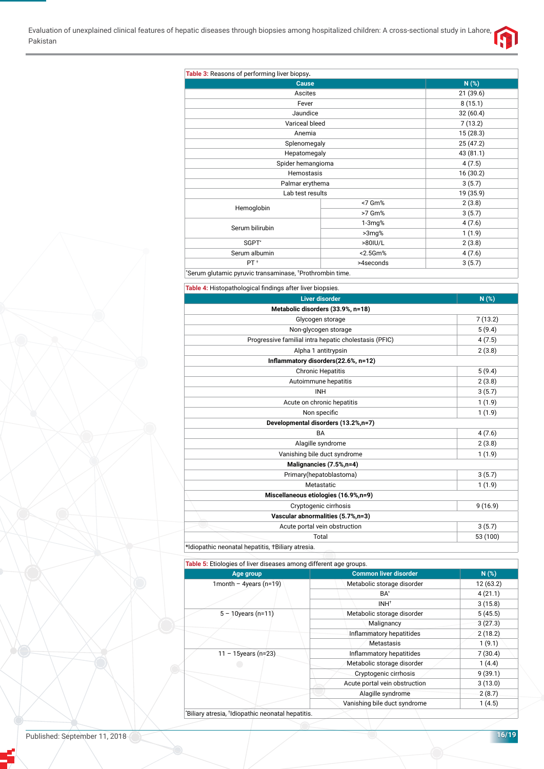**Table 3:** Reasons of performing liver biopsy.

| Cause | | N (%) |
|---|---|---|
| Ascites | | 21 (39.6) |
| Fever | | 8 (15.1) |
| Jaundice | | 32 (60.4) |
| Variceal bleed | | 7 (13.2) |
| Anemia | | 15 (28.3) |
| Splenomegaly | | 25 (47.2) |
| Hepatomegaly | | 43 (81.1) |
| Spider hemangioma | | 4 (7.5) |
| Hemostasis | | 16 (30.2) |
| Palmar erythema | | 3 (5.7) |
| Lab test results | | 19 (35.9) |
| Hemoglobin | <7 Gm% | 2 (3.8) |
| | >7 Gm% | 3 (5.7) |
| Serum bilirubin | 1-3mg% | 4 (7.6) |
| | >3mg% | 1 (1.9) |
| SGPT* | >80IU/L | 2 (3.8) |
| Serum albumin | <2.5Gm% | 4 (7.6) |
| PT † | >4seconds | 3 (5.7) |

*Serum glutamic pyruvic transaminase, †Prothrombin time.

**Table 4:** Histopathological findings after liver biopsies.

| Liver disorder | N (%) |
|---|---|
| **Metabolic disorders (33.9%, n=18)** | |
| Glycogen storage | 7 (13.2) |
| Non-glycogen storage | 5 (9.4) |
| Progressive familial intra hepatic cholestasis (PFIC) | 4 (7.5) |
| Alpha 1 antitrypsin | 2 (3.8) |
| **Inflammatory disorders(22.6%, n=12)** | |
| Chronic Hepatitis | 5 (9.4) |
| Autoimmune hepatitis | 2 (3.8) |
| INH | 3 (5.7) |
| Acute on chronic hepatitis | 1 (1.9) |
| Non specific | 1 (1.9) |
| **Developmental disorders (13.2%,n=7)** | |
| BA | 4 (7.6) |
| Alagille syndrome | 2 (3.8) |
| Vanishing bile duct syndrome | 1 (1.9) |
| **Malignancies (7.5%,n=4)** | |
| Primary(hepatoblastoma) | 3 (5.7) |
| Metastatic | 1 (1.9) |
| **Miscellaneous etiologies (16.9%,n=9)** | |
| Cryptogenic cirrhosis | 9 (16.9) |
| **Vascular abnormalities (5.7%,n=3)** | |
| Acute portal vein obstruction | 3 (5.7) |
| Total | 53 (100) |

*Idiopathic neonatal hepatitis, †Biliary atresia.

**Table 5:** Etiologies of liver diseases among different age groups.

| Age group | Common liver disorder | N (%) |
|---|---|---|
| 1month – 4years (n=19) | Metabolic storage disorder | 12 (63.2) |
| | BA* | 4 (21.1) |
| | INH† | 3 (15.8) |
| 5 – 10years (n=11) | Metabolic storage disorder | 5 (45.5) |
| | Malignancy | 3 (27.3) |
| | Inflammatory hepatitides | 2 (18.2) |
| | Metastasis | 1 (9.1) |
| 11 – 15years (n=23) | Inflammatory hepatitides | 7 (30.4) |
| | Metabolic storage disorder | 1 (4.4) |
| | Cryptogenic cirrhosis | 9 (39.1) |
| | Acute portal vein obstruction | 3 (13.0) |
| | Alagille syndrome | 2 (8.7) |
| | Vanishing bile duct syndrome | 1 (4.5) |

*Biliary atresia, †Idiopathic neonatal hepatitis.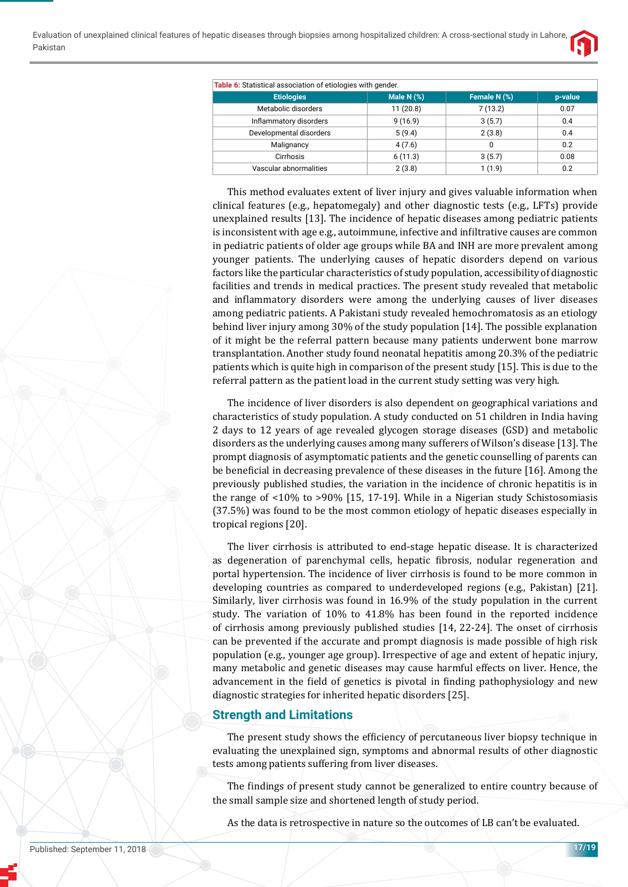Table 6: Statistical association of etiologies with gender.

| Etiologies | Male N (%) | Female N (%) | p-value |
|---|---|---|---|
| Metabolic disorders | 11 (20.8) | 7 (13.2) | 0.07 |
| Inflammatory disorders | 9 (16.9) | 3 (5.7) | 0.4 |
| Developmental disorders | 5 (9.4) | 2 (3.8) | 0.4 |
| Malignancy | 4 (7.6) | 0 | 0.2 |
| Cirrhosis | 6 (11.3) | 3 (5.7) | 0.08 |
| Vascular abnormalities | 2 (3.8) | 1 (1.9) | 0.2 |

This method evaluates extent of liver injury and gives valuable information when clinical features (e.g., hepatomegaly) and other diagnostic tests (e.g., LFTs) provide unexplained results [13]. The incidence of hepatic diseases among pediatric patients is inconsistent with age e.g., autoimmune, infective and infiltrative causes are common in pediatric patients of older age groups while BA and INH are more prevalent among younger patients. The underlying causes of hepatic disorders depend on various factors like the particular characteristics of study population, accessibility of diagnostic facilities and trends in medical practices. The present study revealed that metabolic and inflammatory disorders were among the underlying causes of liver diseases among pediatric patients. A Pakistani study revealed hemochromatosis as an etiology behind liver injury among 30% of the study population [14]. The possible explanation of it might be the referral pattern because many patients underwent bone marrow transplantation. Another study found neonatal hepatitis among 20.3% of the pediatric patients which is quite high in comparison of the present study [15]. This is due to the referral pattern as the patient load in the current study setting was very high.

The incidence of liver disorders is also dependent on geographical variations and characteristics of study population. A study conducted on 51 children in India having 2 days to 12 years of age revealed glycogen storage diseases (GSD) and metabolic disorders as the underlying causes among many sufferers of Wilson's disease [13]. The prompt diagnosis of asymptomatic patients and the genetic counselling of parents can be beneficial in decreasing prevalence of these diseases in the future [16]. Among the previously published studies, the variation in the incidence of chronic hepatitis is in the range of <10% to >90% [15, 17-19]. While in a Nigerian study Schistosomiasis (37.5%) was found to be the most common etiology of hepatic diseases especially in tropical regions [20].

The liver cirrhosis is attributed to end-stage hepatic disease. It is characterized as degeneration of parenchymal cells, hepatic fibrosis, nodular regeneration and portal hypertension. The incidence of liver cirrhosis is found to be more common in developing countries as compared to underdeveloped regions (e.g., Pakistan) [21]. Similarly, liver cirrhosis was found in 16.9% of the study population in the current study. The variation of 10% to 41.8% has been found in the reported incidence of cirrhosis among previously published studies [14, 22-24]. The onset of cirrhosis can be prevented if the accurate and prompt diagnosis is made possible of high risk population (e.g., younger age group). Irrespective of age and extent of hepatic injury, many metabolic and genetic diseases may cause harmful effects on liver. Hence, the advancement in the field of genetics is pivotal in finding pathophysiology and new diagnostic strategies for inherited hepatic disorders [25].

## Strength and Limitations

The present study shows the efficiency of percutaneous liver biopsy technique in evaluating the unexplained sign, symptoms and abnormal results of other diagnostic tests among patients suffering from liver diseases.

The findings of present study cannot be generalized to entire country because of the small sample size and shortened length of study period.

As the data is retrospective in nature so the outcomes of LB can't be evaluated.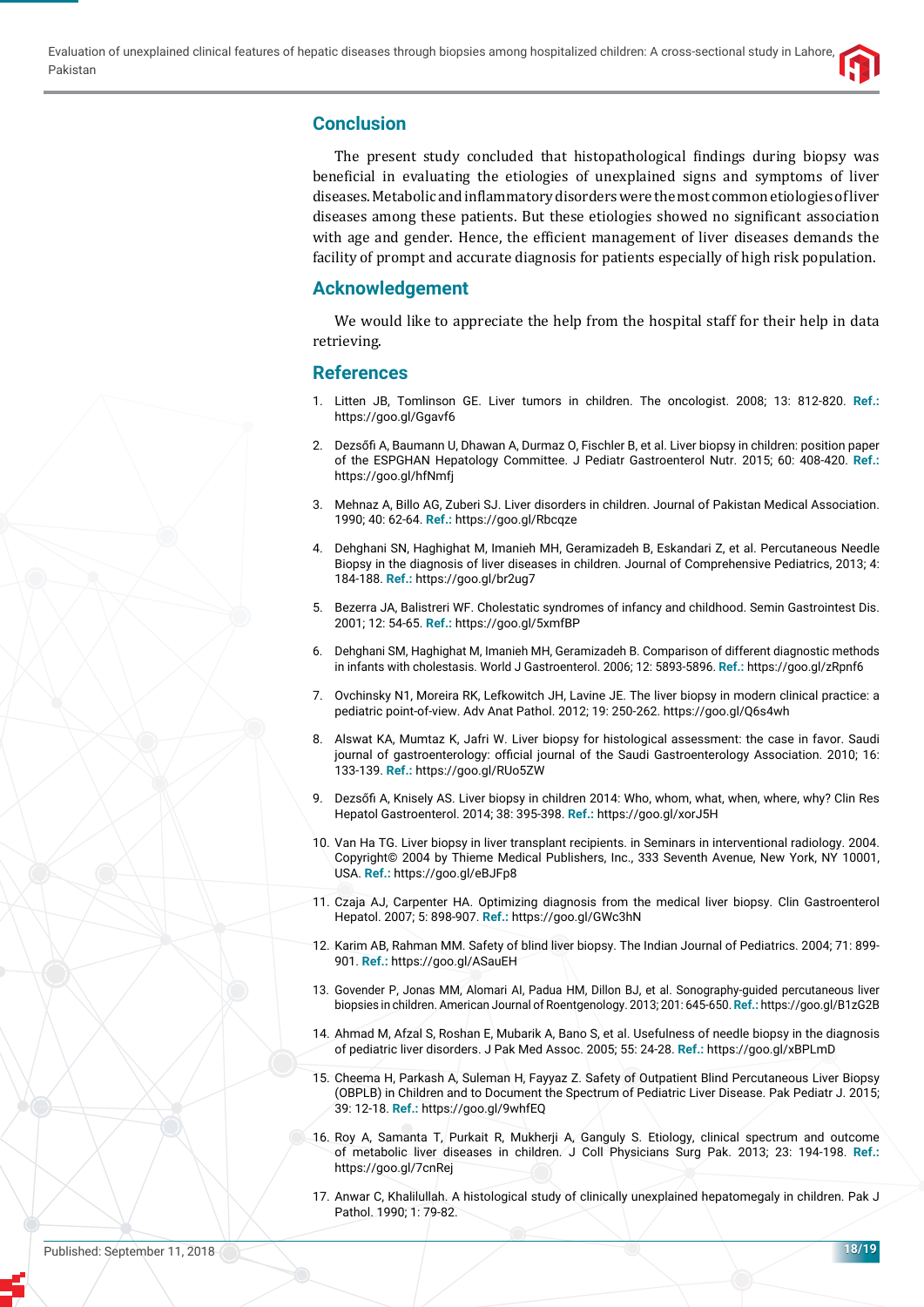## Conclusion

The present study concluded that histopathological findings during biopsy was beneficial in evaluating the etiologies of unexplained signs and symptoms of liver diseases. Metabolic and inflammatory disorders were the most common etiologies of liver diseases among these patients. But these etiologies showed no significant association with age and gender. Hence, the efficient management of liver diseases demands the facility of prompt and accurate diagnosis for patients especially of high risk population.

## Acknowledgement

We would like to appreciate the help from the hospital staff for their help in data retrieving.

## References

1. Litten JB, Tomlinson GE. Liver tumors in children. The oncologist. 2008; 13: 812-820. **Ref.:** https://goo.gl/Ggavf6

2. Dezsőfi A, Baumann U, Dhawan A, Durmaz O, Fischler B, et al. Liver biopsy in children: position paper of the ESPGHAN Hepatology Committee. J Pediatr Gastroenterol Nutr. 2015; 60: 408-420. **Ref.:** https://goo.gl/hfNmfj

3. Mehnaz A, Billo AG, Zuberi SJ. Liver disorders in children. Journal of Pakistan Medical Association. 1990; 40: 62-64. **Ref.:** https://goo.gl/Rbcqze

4. Dehghani SN, Haghighat M, Imanieh MH, Geramizadeh B, Eskandari Z, et al. Percutaneous Needle Biopsy in the diagnosis of liver diseases in children. Journal of Comprehensive Pediatrics, 2013; 4: 184-188. **Ref.:** https://goo.gl/br2ug7

5. Bezerra JA, Balistreri WF. Cholestatic syndromes of infancy and childhood. Semin Gastrointest Dis. 2001; 12: 54-65. **Ref.:** https://goo.gl/5xmfBP

6. Dehghani SM, Haghighat M, Imanieh MH, Geramizadeh B. Comparison of different diagnostic methods in infants with cholestasis. World J Gastroenterol. 2006; 12: 5893-5896. **Ref.:** https://goo.gl/zRpnf6

7. Ovchinsky N1, Moreira RK, Lefkowitch JH, Lavine JE. The liver biopsy in modern clinical practice: a pediatric point-of-view. Adv Anat Pathol. 2012; 19: 250-262. https://goo.gl/Q6s4wh

8. Alswat KA, Mumtaz K, Jafri W. Liver biopsy for histological assessment: the case in favor. Saudi journal of gastroenterology: official journal of the Saudi Gastroenterology Association. 2010; 16: 133-139. **Ref.:** https://goo.gl/RUo5ZW

9. Dezsőfi A, Knisely AS. Liver biopsy in children 2014: Who, whom, what, when, where, why? Clin Res Hepatol Gastroenterol. 2014; 38: 395-398. **Ref.:** https://goo.gl/xorJ5H

10. Van Ha TG. Liver biopsy in liver transplant recipients. in Seminars in interventional radiology. 2004. Copyright© 2004 by Thieme Medical Publishers, Inc., 333 Seventh Avenue, New York, NY 10001, USA. **Ref.:** https://goo.gl/eBJFp8

11. Czaja AJ, Carpenter HA. Optimizing diagnosis from the medical liver biopsy. Clin Gastroenterol Hepatol. 2007; 5: 898-907. **Ref.:** https://goo.gl/GWc3hN

12. Karim AB, Rahman MM. Safety of blind liver biopsy. The Indian Journal of Pediatrics. 2004; 71: 899-901. **Ref.:** https://goo.gl/ASauEH

13. Govender P, Jonas MM, Alomari AI, Padua HM, Dillon BJ, et al. Sonography-guided percutaneous liver biopsies in children. American Journal of Roentgenology. 2013; 201: 645-650. **Ref.:** https://goo.gl/B1zG2B

14. Ahmad M, Afzal S, Roshan E, Mubarik A, Bano S, et al. Usefulness of needle biopsy in the diagnosis of pediatric liver disorders. J Pak Med Assoc. 2005; 55: 24-28. **Ref.:** https://goo.gl/xBPLmD

15. Cheema H, Parkash A, Suleman H, Fayyaz Z. Safety of Outpatient Blind Percutaneous Liver Biopsy (OBPLB) in Children and to Document the Spectrum of Pediatric Liver Disease. Pak Pediatr J. 2015; 39: 12-18. **Ref.:** https://goo.gl/9whfEQ

16. Roy A, Samanta T, Purkait R, Mukherji A, Ganguly S. Etiology, clinical spectrum and outcome of metabolic liver diseases in children. J Coll Physicians Surg Pak. 2013; 23: 194-198. **Ref.:** https://goo.gl/7cnRej

17. Anwar C, Khalilullah. A histological study of clinically unexplained hepatomegaly in children. Pak J Pathol. 1990; 1: 79-82.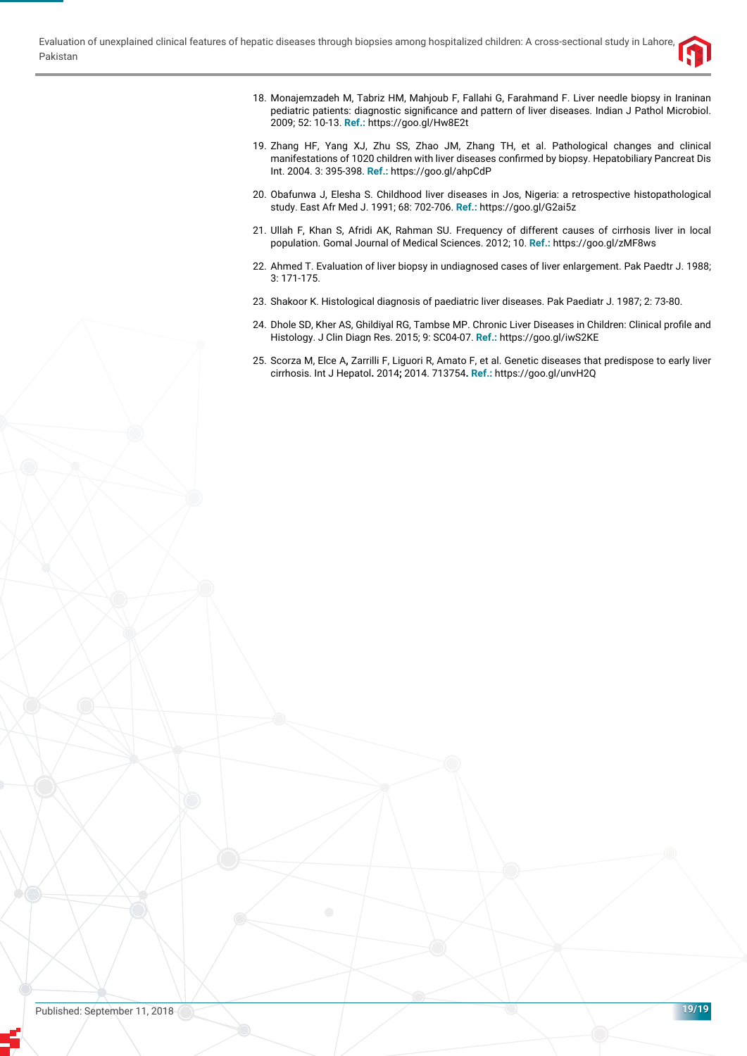18. Monajemzadeh M, Tabriz HM, Mahjoub F, Fallahi G, Farahmand F. Liver needle biopsy in Iraninan pediatric patients: diagnostic significance and pattern of liver diseases. Indian J Pathol Microbiol. 2009; 52: 10-13. **Ref.:** https://goo.gl/Hw8E2t

19. Zhang HF, Yang XJ, Zhu SS, Zhao JM, Zhang TH, et al. Pathological changes and clinical manifestations of 1020 children with liver diseases confirmed by biopsy. Hepatobiliary Pancreat Dis Int. 2004. 3: 395-398. **Ref.:** https://goo.gl/ahpCdP

20. Obafunwa J, Elesha S. Childhood liver diseases in Jos, Nigeria: a retrospective histopathological study. East Afr Med J. 1991; 68: 702-706. **Ref.:** https://goo.gl/G2ai5z

21. Ullah F, Khan S, Afridi AK, Rahman SU. Frequency of different causes of cirrhosis liver in local population. Gomal Journal of Medical Sciences. 2012; 10. **Ref.:** https://goo.gl/zMF8ws

22. Ahmed T. Evaluation of liver biopsy in undiagnosed cases of liver enlargement. Pak Paedtr J. 1988; 3: 171-175.

23. Shakoor K. Histological diagnosis of paediatric liver diseases. Pak Paediatr J. 1987; 2: 73-80.

24. Dhole SD, Kher AS, Ghildiyal RG, Tambse MP. Chronic Liver Diseases in Children: Clinical profile and Histology. J Clin Diagn Res. 2015; 9: SC04-07. **Ref.:** https://goo.gl/iwS2KE

25. Scorza M, Elce A, Zarrilli F, Liguori R, Amato F, et al. Genetic diseases that predispose to early liver cirrhosis. Int J Hepatol. 2014; 2014. 713754. **Ref.:** https://goo.gl/unvH2Q